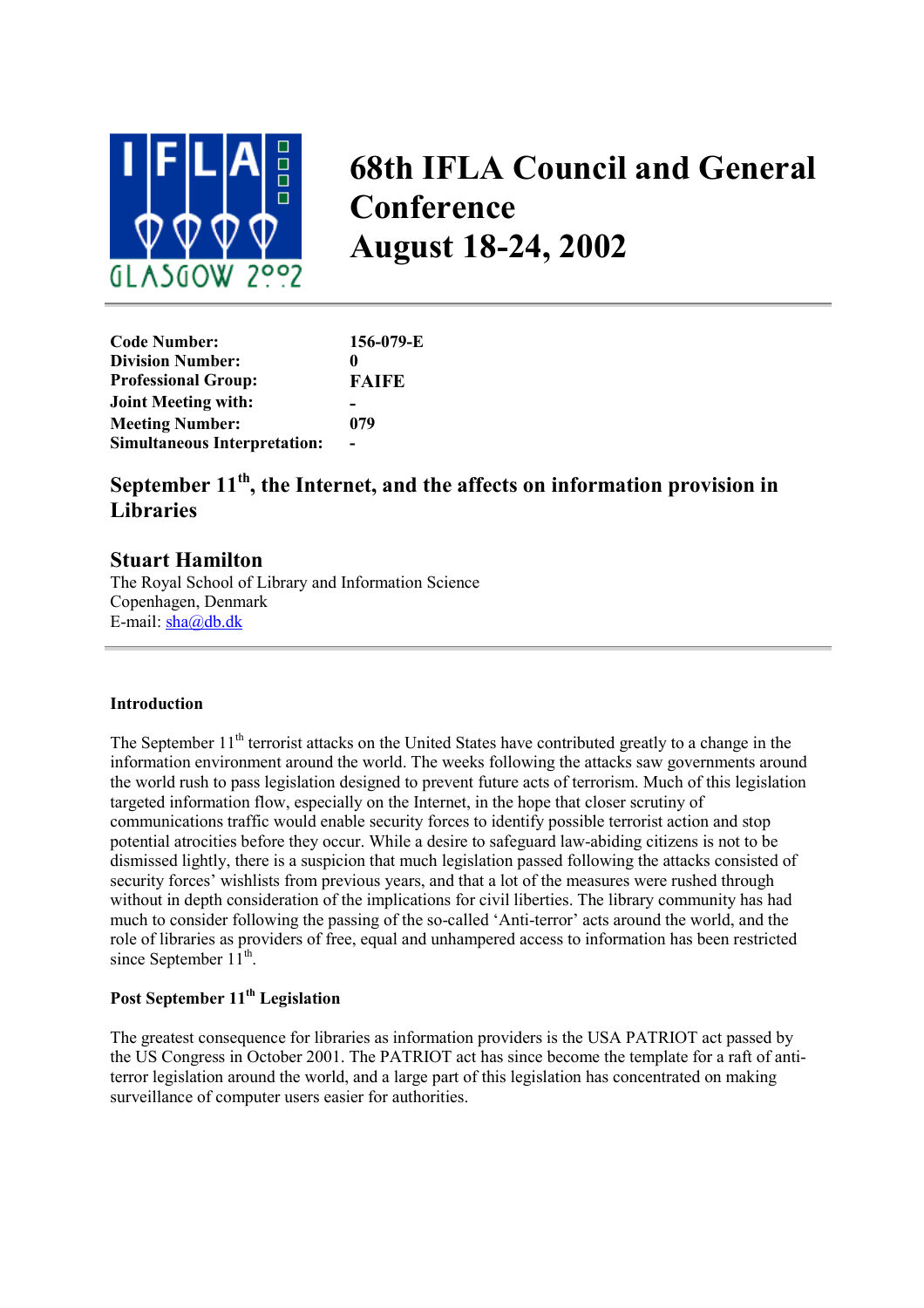# 68th IFLA Council and General Conference
# August 18-24, 2002

| | |
|---|---|
| **Code Number:** | **156-079-E** |
| **Division Number:** | **0** |
| **Professional Group:** | **FAIFE** |
| **Joint Meeting with:** | **-** |
| **Meeting Number:** | **079** |
| **Simultaneous Interpretation:** | **-** |

## September 11th, the Internet, and the affects on information provision in Libraries

### Stuart Hamilton

The Royal School of Library and Information Science
Copenhagen, Denmark
E-mail: sha@db.dk

---

#### Introduction

The September 11th terrorist attacks on the United States have contributed greatly to a change in the information environment around the world. The weeks following the attacks saw governments around the world rush to pass legislation designed to prevent future acts of terrorism. Much of this legislation targeted information flow, especially on the Internet, in the hope that closer scrutiny of communications traffic would enable security forces to identify possible terrorist action and stop potential atrocities before they occur. While a desire to safeguard law-abiding citizens is not to be dismissed lightly, there is a suspicion that much legislation passed following the attacks consisted of security forces' wishlists from previous years, and that a lot of the measures were rushed through without in depth consideration of the implications for civil liberties. The library community has had much to consider following the passing of the so-called 'Anti-terror' acts around the world, and the role of libraries as providers of free, equal and unhampered access to information has been restricted since September 11th.

#### Post September 11th Legislation

The greatest consequence for libraries as information providers is the USA PATRIOT act passed by the US Congress in October 2001. The PATRIOT act has since become the template for a raft of anti-terror legislation around the world, and a large part of this legislation has concentrated on making surveillance of computer users easier for authorities.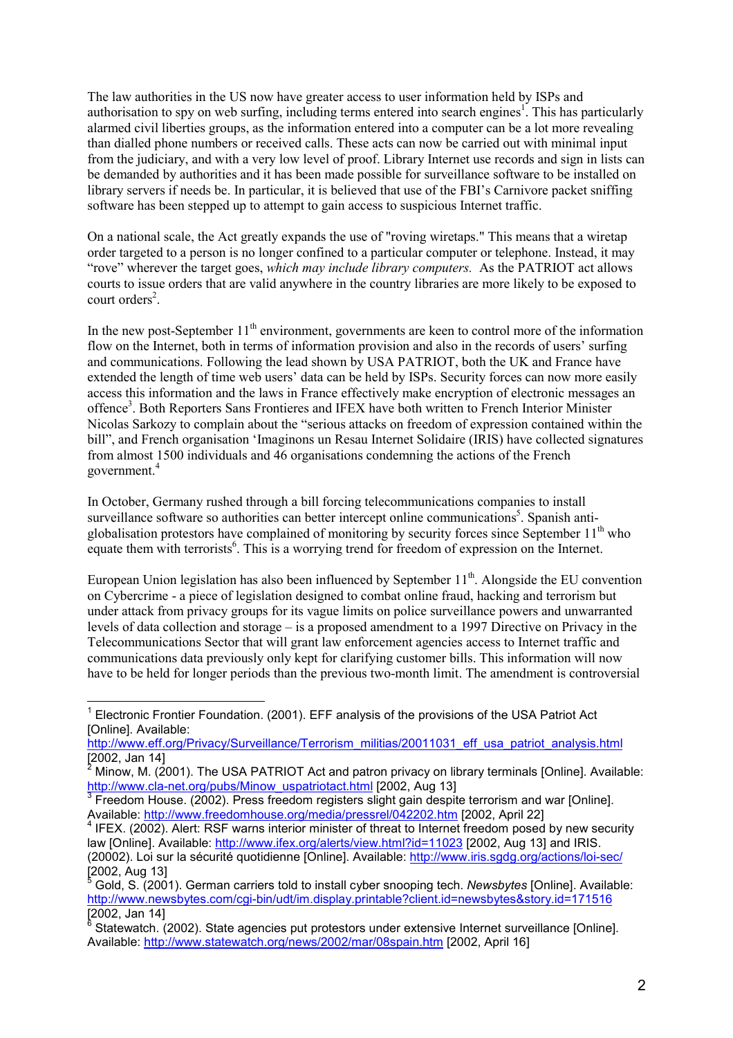The law authorities in the US now have greater access to user information held by ISPs and authorisation to spy on web surfing, including terms entered into search engines[1]. This has particularly alarmed civil liberties groups, as the information entered into a computer can be a lot more revealing than dialled phone numbers or received calls. These acts can now be carried out with minimal input from the judiciary, and with a very low level of proof. Library Internet use records and sign in lists can be demanded by authorities and it has been made possible for surveillance software to be installed on library servers if needs be. In particular, it is believed that use of the FBI's Carnivore packet sniffing software has been stepped up to attempt to gain access to suspicious Internet traffic.

On a national scale, the Act greatly expands the use of "roving wiretaps." This means that a wiretap order targeted to a person is no longer confined to a particular computer or telephone. Instead, it may "rove" wherever the target goes, *which may include library computers.* As the PATRIOT act allows courts to issue orders that are valid anywhere in the country libraries are more likely to be exposed to court orders[2].

In the new post-September 11th environment, governments are keen to control more of the information flow on the Internet, both in terms of information provision and also in the records of users' surfing and communications. Following the lead shown by USA PATRIOT, both the UK and France have extended the length of time web users' data can be held by ISPs. Security forces can now more easily access this information and the laws in France effectively make encryption of electronic messages an offence[3]. Both Reporters Sans Frontieres and IFEX have both written to French Interior Minister Nicolas Sarkozy to complain about the "serious attacks on freedom of expression contained within the bill", and French organisation 'Imaginons un Resau Internet Solidaire (IRIS) have collected signatures from almost 1500 individuals and 46 organisations condemning the actions of the French government.[4]

In October, Germany rushed through a bill forcing telecommunications companies to install surveillance software so authorities can better intercept online communications[5]. Spanish anti-globalisation protestors have complained of monitoring by security forces since September 11th who equate them with terrorists[6]. This is a worrying trend for freedom of expression on the Internet.

European Union legislation has also been influenced by September 11th. Alongside the EU convention on Cybercrime - a piece of legislation designed to combat online fraud, hacking and terrorism but under attack from privacy groups for its vague limits on police surveillance powers and unwarranted levels of data collection and storage – is a proposed amendment to a 1997 Directive on Privacy in the Telecommunications Sector that will grant law enforcement agencies access to Internet traffic and communications data previously only kept for clarifying customer bills. This information will now have to be held for longer periods than the previous two-month limit. The amendment is controversial

---

[1] Electronic Frontier Foundation. (2001). EFF analysis of the provisions of the USA Patriot Act [Online]. Available: http://www.eff.org/Privacy/Surveillance/Terrorism_militias/20011031_eff_usa_patriot_analysis.html [2002, Jan 14]

[2] Minow, M. (2001). The USA PATRIOT Act and patron privacy on library terminals [Online]. Available: http://www.cla-net.org/pubs/Minow_uspatriotact.html [2002, Aug 13]

[3] Freedom House. (2002). Press freedom registers slight gain despite terrorism and war [Online]. Available: http://www.freedomhouse.org/media/pressrel/042202.htm [2002, April 22]

[4] IFEX. (2002). Alert: RSF warns interior minister of threat to Internet freedom posed by new security law [Online]. Available: http://www.ifex.org/alerts/view.html?id=11023 [2002, Aug 13] and IRIS. (20002). Loi sur la sécurité quotidienne [Online]. Available: http://www.iris.sgdg.org/actions/loi-sec/ [2002, Aug 13]

[5] Gold, S. (2001). German carriers told to install cyber snooping tech. *Newsbytes* [Online]. Available: http://www.newsbytes.com/cgi-bin/udt/im.display.printable?client.id=newsbytes&story.id=171516 [2002, Jan 14]

[6] Statewatch. (2002). State agencies put protestors under extensive Internet surveillance [Online]. Available: http://www.statewatch.org/news/2002/mar/08spain.htm [2002, April 16]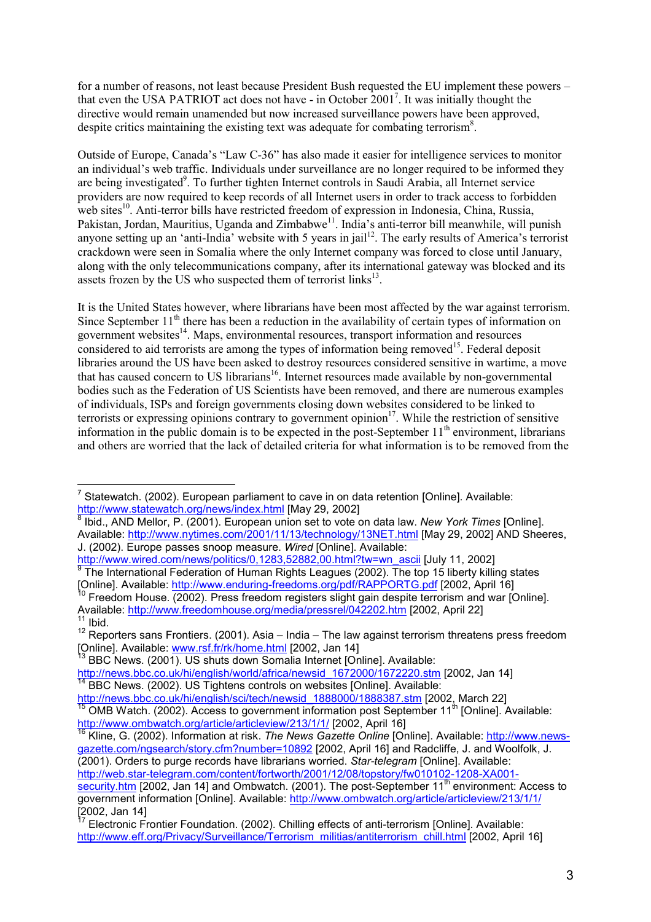for a number of reasons, not least because President Bush requested the EU implement these powers – that even the USA PATRIOT act does not have - in October 2001[7]. It was initially thought the directive would remain unamended but now increased surveillance powers have been approved, despite critics maintaining the existing text was adequate for combating terrorism[8].

Outside of Europe, Canada's "Law C-36" has also made it easier for intelligence services to monitor an individual's web traffic. Individuals under surveillance are no longer required to be informed they are being investigated[9]. To further tighten Internet controls in Saudi Arabia, all Internet service providers are now required to keep records of all Internet users in order to track access to forbidden web sites[10]. Anti-terror bills have restricted freedom of expression in Indonesia, China, Russia, Pakistan, Jordan, Mauritius, Uganda and Zimbabwe[11]. India's anti-terror bill meanwhile, will punish anyone setting up an 'anti-India' website with 5 years in jail[12]. The early results of America's terrorist crackdown were seen in Somalia where the only Internet company was forced to close until January, along with the only telecommunications company, after its international gateway was blocked and its assets frozen by the US who suspected them of terrorist links[13].

It is the United States however, where librarians have been most affected by the war against terrorism. Since September 11th there has been a reduction in the availability of certain types of information on government websites[14]. Maps, environmental resources, transport information and resources considered to aid terrorists are among the types of information being removed[15]. Federal deposit libraries around the US have been asked to destroy resources considered sensitive in wartime, a move that has caused concern to US librarians[16]. Internet resources made available by non-governmental bodies such as the Federation of US Scientists have been removed, and there are numerous examples of individuals, ISPs and foreign governments closing down websites considered to be linked to terrorists or expressing opinions contrary to government opinion[17]. While the restriction of sensitive information in the public domain is to be expected in the post-September 11th environment, librarians and others are worried that the lack of detailed criteria for what information is to be removed from the

---

[7] Statewatch. (2002). European parliament to cave in on data retention [Online]. Available: http://www.statewatch.org/news/index.html [May 29, 2002]

[8] Ibid., AND Mellor, P. (2001). European union set to vote on data law. *New York Times* [Online]. Available: http://www.nytimes.com/2001/11/13/technology/13NET.html [May 29, 2002] AND Sheeres, J. (2002). Europe passes snoop measure. *Wired* [Online]. Available: http://www.wired.com/news/politics/0,1283,52882,00.html?tw=wn_ascii [July 11, 2002]

[9] The International Federation of Human Rights Leagues (2002). The top 15 liberty killing states [Online]. Available: http://www.enduring-freedoms.org/pdf/RAPPORTG.pdf [2002, April 16]

[10] Freedom House. (2002). Press freedom registers slight gain despite terrorism and war [Online]. Available: http://www.freedomhouse.org/media/pressrel/042202.htm [2002, April 22]

[11] Ibid.

[12] Reporters sans Frontiers. (2001). Asia – India – The law against terrorism threatens press freedom [Online]. Available: www.rsf.fr/rk/home.html [2002, Jan 14]

[13] BBC News. (2001). US shuts down Somalia Internet [Online]. Available: http://news.bbc.co.uk/hi/english/world/africa/newsid_1672000/1672220.stm [2002, Jan 14]

[14] BBC News. (2002). US Tightens controls on websites [Online]. Available: http://news.bbc.co.uk/hi/english/sci/tech/newsid_1888000/1888387.stm [2002, March 22]

[15] OMB Watch. (2002). Access to government information post September 11th [Online]. Available: http://www.ombwatch.org/article/articleview/213/1/1/ [2002, April 16]

[16] Kline, G. (2002). Information at risk. *The News Gazette Online* [Online]. Available: http://www.news-gazette.com/ngsearch/story.cfm?number=10892 [2002, April 16] and Radcliffe, J. and Woolfolk, J. (2001). Orders to purge records have librarians worried. *Star-telegram* [Online]. Available: http://web.star-telegram.com/content/fortworth/2001/12/08/topstory/fw010102-1208-XA001-security.htm [2002, Jan 14] and Ombwatch. (2001). The post-September 11th environment: Access to government information [Online]. Available: http://www.ombwatch.org/article/articleview/213/1/1/ [2002, Jan 14]

[17] Electronic Frontier Foundation. (2002). Chilling effects of anti-terrorism [Online]. Available: http://www.eff.org/Privacy/Surveillance/Terrorism_militias/antiterrorism_chill.html [2002, April 16]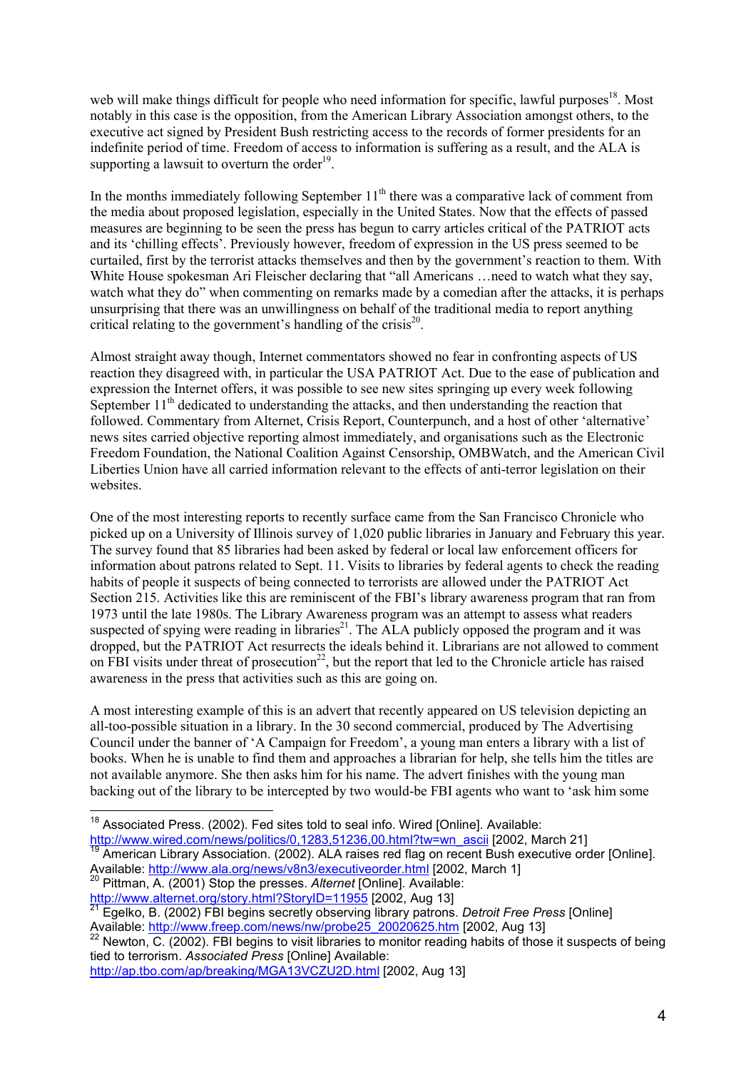web will make things difficult for people who need information for specific, lawful purposes[18]. Most notably in this case is the opposition, from the American Library Association amongst others, to the executive act signed by President Bush restricting access to the records of former presidents for an indefinite period of time. Freedom of access to information is suffering as a result, and the ALA is supporting a lawsuit to overturn the order[19].

In the months immediately following September 11th there was a comparative lack of comment from the media about proposed legislation, especially in the United States. Now that the effects of passed measures are beginning to be seen the press has begun to carry articles critical of the PATRIOT acts and its 'chilling effects'. Previously however, freedom of expression in the US press seemed to be curtailed, first by the terrorist attacks themselves and then by the government's reaction to them. With White House spokesman Ari Fleischer declaring that "all Americans …need to watch what they say, watch what they do" when commenting on remarks made by a comedian after the attacks, it is perhaps unsurprising that there was an unwillingness on behalf of the traditional media to report anything critical relating to the government's handling of the crisis[20].

Almost straight away though, Internet commentators showed no fear in confronting aspects of US reaction they disagreed with, in particular the USA PATRIOT Act. Due to the ease of publication and expression the Internet offers, it was possible to see new sites springing up every week following September 11th dedicated to understanding the attacks, and then understanding the reaction that followed. Commentary from Alternet, Crisis Report, Counterpunch, and a host of other 'alternative' news sites carried objective reporting almost immediately, and organisations such as the Electronic Freedom Foundation, the National Coalition Against Censorship, OMBWatch, and the American Civil Liberties Union have all carried information relevant to the effects of anti-terror legislation on their websites.

One of the most interesting reports to recently surface came from the San Francisco Chronicle who picked up on a University of Illinois survey of 1,020 public libraries in January and February this year. The survey found that 85 libraries had been asked by federal or local law enforcement officers for information about patrons related to Sept. 11. Visits to libraries by federal agents to check the reading habits of people it suspects of being connected to terrorists are allowed under the PATRIOT Act Section 215. Activities like this are reminiscent of the FBI's library awareness program that ran from 1973 until the late 1980s. The Library Awareness program was an attempt to assess what readers suspected of spying were reading in libraries[21]. The ALA publicly opposed the program and it was dropped, but the PATRIOT Act resurrects the ideals behind it. Librarians are not allowed to comment on FBI visits under threat of prosecution[22], but the report that led to the Chronicle article has raised awareness in the press that activities such as this are going on.

A most interesting example of this is an advert that recently appeared on US television depicting an all-too-possible situation in a library. In the 30 second commercial, produced by The Advertising Council under the banner of 'A Campaign for Freedom', a young man enters a library with a list of books. When he is unable to find them and approaches a librarian for help, she tells him the titles are not available anymore. She then asks him for his name. The advert finishes with the young man backing out of the library to be intercepted by two would-be FBI agents who want to 'ask him some

---

[18] Associated Press. (2002). Fed sites told to seal info. Wired [Online]. Available: http://www.wired.com/news/politics/0,1283,51236,00.html?tw=wn_ascii [2002, March 21]

[19] American Library Association. (2002). ALA raises red flag on recent Bush executive order [Online]. Available: http://www.ala.org/news/v8n3/executiveorder.html [2002, March 1]

[20] Pittman, A. (2001) Stop the presses. *Alternet* [Online]. Available: http://www.alternet.org/story.html?StoryID=11955 [2002, Aug 13]

[21] Egelko, B. (2002) FBI begins secretly observing library patrons. *Detroit Free Press* [Online] Available: http://www.freep.com/news/nw/probe25_20020625.htm [2002, Aug 13]

[22] Newton, C. (2002). FBI begins to visit libraries to monitor reading habits of those it suspects of being tied to terrorism. *Associated Press* [Online] Available: http://ap.tbo.com/ap/breaking/MGA13VCZU2D.html [2002, Aug 13]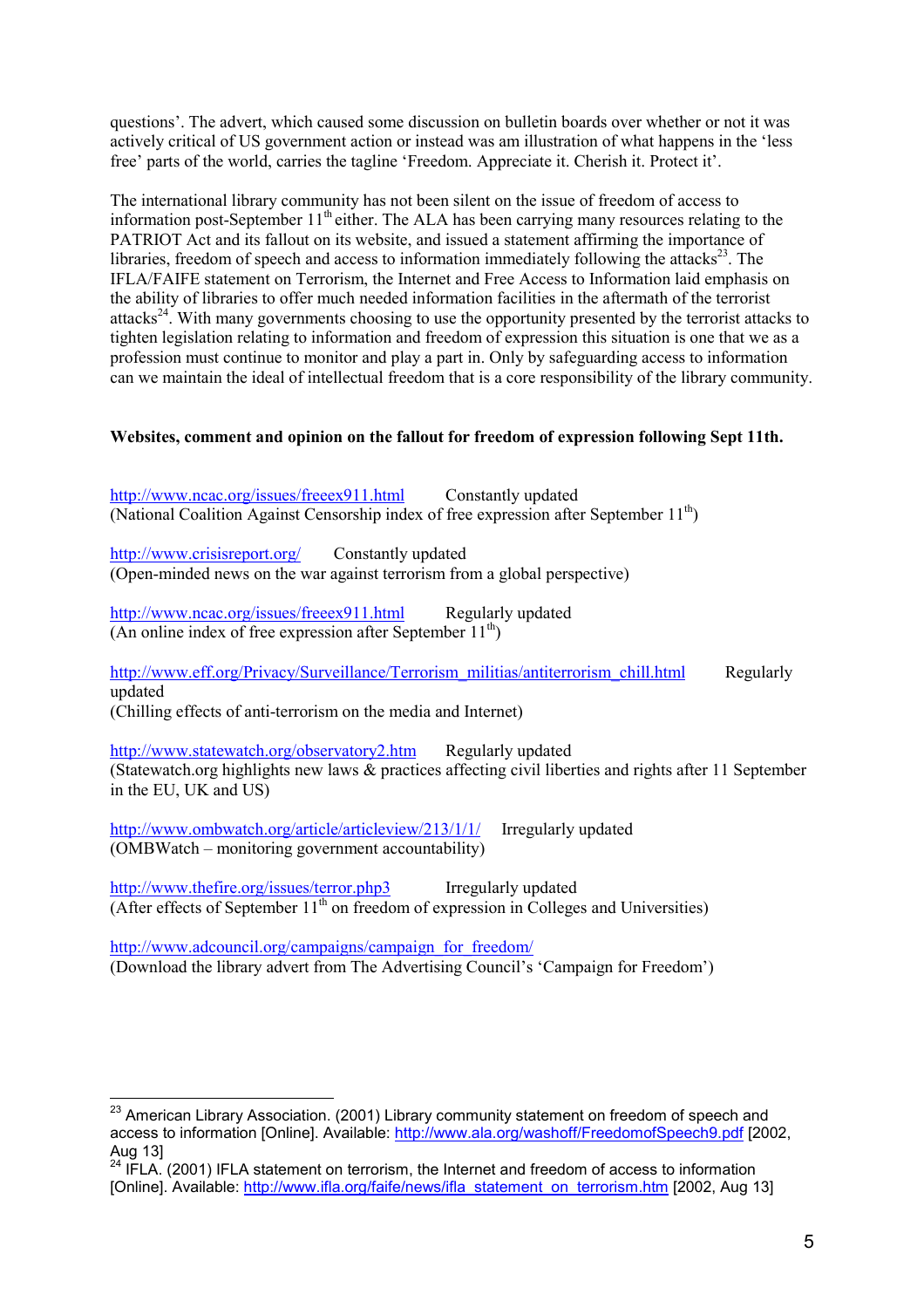questions'. The advert, which caused some discussion on bulletin boards over whether or not it was actively critical of US government action or instead was am illustration of what happens in the 'less free' parts of the world, carries the tagline 'Freedom. Appreciate it. Cherish it. Protect it'.

The international library community has not been silent on the issue of freedom of access to information post-September 11th either. The ALA has been carrying many resources relating to the PATRIOT Act and its fallout on its website, and issued a statement affirming the importance of libraries, freedom of speech and access to information immediately following the attacks[23]. The IFLA/FAIFE statement on Terrorism, the Internet and Free Access to Information laid emphasis on the ability of libraries to offer much needed information facilities in the aftermath of the terrorist attacks[24]. With many governments choosing to use the opportunity presented by the terrorist attacks to tighten legislation relating to information and freedom of expression this situation is one that we as a profession must continue to monitor and play a part in. Only by safeguarding access to information can we maintain the ideal of intellectual freedom that is a core responsibility of the library community.

**Websites, comment and opinion on the fallout for freedom of expression following Sept 11th.**

http://www.ncac.org/issues/freeex911.html Constantly updated
(National Coalition Against Censorship index of free expression after September 11th)

http://www.crisisreport.org/ Constantly updated
(Open-minded news on the war against terrorism from a global perspective)

http://www.ncac.org/issues/freeex911.html Regularly updated
(An online index of free expression after September 11th)

http://www.eff.org/Privacy/Surveillance/Terrorism_militias/antiterrorism_chill.html Regularly updated
(Chilling effects of anti-terrorism on the media and Internet)

http://www.statewatch.org/observatory2.htm Regularly updated
(Statewatch.org highlights new laws & practices affecting civil liberties and rights after 11 September in the EU, UK and US)

http://www.ombwatch.org/article/articleview/213/1/1/ Irregularly updated
(OMBWatch – monitoring government accountability)

http://www.thefire.org/issues/terror.php3 Irregularly updated
(After effects of September 11th on freedom of expression in Colleges and Universities)

http://www.adcouncil.org/campaigns/campaign_for_freedom/
(Download the library advert from The Advertising Council's 'Campaign for Freedom')

---

[23] American Library Association. (2001) Library community statement on freedom of speech and access to information [Online]. Available: http://www.ala.org/washoff/FreedomofSpeech9.pdf [2002, Aug 13]

[24] IFLA. (2001) IFLA statement on terrorism, the Internet and freedom of access to information [Online]. Available: http://www.ifla.org/faife/news/ifla_statement_on_terrorism.htm [2002, Aug 13]